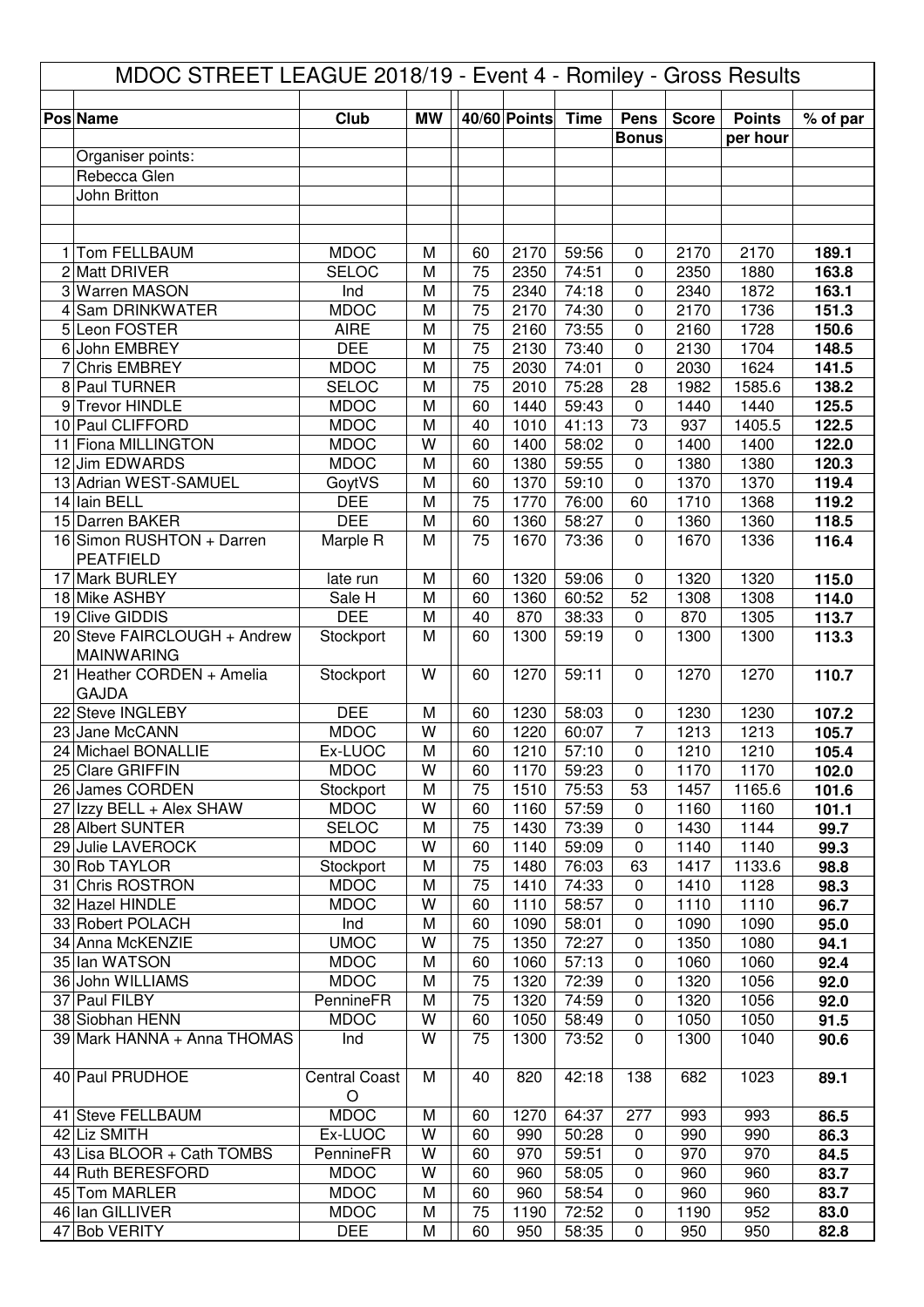# MDOC STREET LEAGUE 2018/19 - Event 4 - Romiley - Gross Results

| Pos | Name | Club | MW | 40/60 | Points | Time | Pens Bonus | Score | Points per hour | % of par |
|---|---|---|---|---|---|---|---|---|---|---|
| | Organiser points: | | | | | | | | | |
| | Rebecca Glen | | | | | | | | | |
| | John Britton | | | | | | | | | |
| 1 | Tom FELLBAUM | MDOC | M | 60 | 2170 | 59:56 | 0 | 2170 | 2170 | **189.1** |
| 2 | Matt DRIVER | SELOC | M | 75 | 2350 | 74:51 | 0 | 2350 | 1880 | **163.8** |
| 3 | Warren MASON | Ind | M | 75 | 2340 | 74:18 | 0 | 2340 | 1872 | **163.1** |
| 4 | Sam DRINKWATER | MDOC | M | 75 | 2170 | 74:30 | 0 | 2170 | 1736 | **151.3** |
| 5 | Leon FOSTER | AIRE | M | 75 | 2160 | 73:55 | 0 | 2160 | 1728 | **150.6** |
| 6 | John EMBREY | DEE | M | 75 | 2130 | 73:40 | 0 | 2130 | 1704 | **148.5** |
| 7 | Chris EMBREY | MDOC | M | 75 | 2030 | 74:01 | 0 | 2030 | 1624 | **141.5** |
| 8 | Paul TURNER | SELOC | M | 75 | 2010 | 75:28 | 28 | 1982 | 1585.6 | **138.2** |
| 9 | Trevor HINDLE | MDOC | M | 60 | 1440 | 59:43 | 0 | 1440 | 1440 | **125.5** |
| 10 | Paul CLIFFORD | MDOC | M | 40 | 1010 | 41:13 | 73 | 937 | 1405.5 | **122.5** |
| 11 | Fiona MILLINGTON | MDOC | W | 60 | 1400 | 58:02 | 0 | 1400 | 1400 | **122.0** |
| 12 | Jim EDWARDS | MDOC | M | 60 | 1380 | 59:55 | 0 | 1380 | 1380 | **120.3** |
| 13 | Adrian WEST-SAMUEL | GoytVS | M | 60 | 1370 | 59:10 | 0 | 1370 | 1370 | **119.4** |
| 14 | Iain BELL | DEE | M | 75 | 1770 | 76:00 | 60 | 1710 | 1368 | **119.2** |
| 15 | Darren BAKER | DEE | M | 60 | 1360 | 58:27 | 0 | 1360 | 1360 | **118.5** |
| 16 | Simon RUSHTON + Darren PEATFIELD | Marple R | M | 75 | 1670 | 73:36 | 0 | 1670 | 1336 | **116.4** |
| 17 | Mark BURLEY | late run | M | 60 | 1320 | 59:06 | 0 | 1320 | 1320 | **115.0** |
| 18 | Mike ASHBY | Sale H | M | 60 | 1360 | 60:52 | 52 | 1308 | 1308 | **114.0** |
| 19 | Clive GIDDIS | DEE | M | 40 | 870 | 38:33 | 0 | 870 | 1305 | **113.7** |
| 20 | Steve FAIRCLOUGH + Andrew MAINWARING | Stockport | M | 60 | 1300 | 59:19 | 0 | 1300 | 1300 | **113.3** |
| 21 | Heather CORDEN + Amelia GAJDA | Stockport | W | 60 | 1270 | 59:11 | 0 | 1270 | 1270 | **110.7** |
| 22 | Steve INGLEBY | DEE | M | 60 | 1230 | 58:03 | 0 | 1230 | 1230 | **107.2** |
| 23 | Jane McCANN | MDOC | W | 60 | 1220 | 60:07 | 7 | 1213 | 1213 | **105.7** |
| 24 | Michael BONALLIE | Ex-LUOC | M | 60 | 1210 | 57:10 | 0 | 1210 | 1210 | **105.4** |
| 25 | Clare GRIFFIN | MDOC | W | 60 | 1170 | 59:23 | 0 | 1170 | 1170 | **102.0** |
| 26 | James CORDEN | Stockport | M | 75 | 1510 | 75:53 | 53 | 1457 | 1165.6 | **101.6** |
| 27 | Izzy BELL + Alex SHAW | MDOC | W | 60 | 1160 | 57:59 | 0 | 1160 | 1160 | **101.1** |
| 28 | Albert SUNTER | SELOC | M | 75 | 1430 | 73:39 | 0 | 1430 | 1144 | **99.7** |
| 29 | Julie LAVEROCK | MDOC | W | 60 | 1140 | 59:09 | 0 | 1140 | 1140 | **99.3** |
| 30 | Rob TAYLOR | Stockport | M | 75 | 1480 | 76:03 | 63 | 1417 | 1133.6 | **98.8** |
| 31 | Chris ROSTRON | MDOC | M | 75 | 1410 | 74:33 | 0 | 1410 | 1128 | **98.3** |
| 32 | Hazel HINDLE | MDOC | W | 60 | 1110 | 58:57 | 0 | 1110 | 1110 | **96.7** |
| 33 | Robert POLACH | Ind | M | 60 | 1090 | 58:01 | 0 | 1090 | 1090 | **95.0** |
| 34 | Anna McKENZIE | UMOC | W | 75 | 1350 | 72:27 | 0 | 1350 | 1080 | **94.1** |
| 35 | Ian WATSON | MDOC | M | 60 | 1060 | 57:13 | 0 | 1060 | 1060 | **92.4** |
| 36 | John WILLIAMS | MDOC | M | 75 | 1320 | 72:39 | 0 | 1320 | 1056 | **92.0** |
| 37 | Paul FILBY | PennineFR | M | 75 | 1320 | 74:59 | 0 | 1320 | 1056 | **92.0** |
| 38 | Siobhan HENN | MDOC | W | 60 | 1050 | 58:49 | 0 | 1050 | 1050 | **91.5** |
| 39 | Mark HANNA + Anna THOMAS | Ind | W | 75 | 1300 | 73:52 | 0 | 1300 | 1040 | **90.6** |
| 40 | Paul PRUDHOE | Central Coast O | M | 40 | 820 | 42:18 | 138 | 682 | 1023 | **89.1** |
| 41 | Steve FELLBAUM | MDOC | M | 60 | 1270 | 64:37 | 277 | 993 | 993 | **86.5** |
| 42 | Liz SMITH | Ex-LUOC | W | 60 | 990 | 50:28 | 0 | 990 | 990 | **86.3** |
| 43 | Lisa BLOOR + Cath TOMBS | PennineFR | W | 60 | 970 | 59:51 | 0 | 970 | 970 | **84.5** |
| 44 | Ruth BERESFORD | MDOC | W | 60 | 960 | 58:05 | 0 | 960 | 960 | **83.7** |
| 45 | Tom MARLER | MDOC | M | 60 | 960 | 58:54 | 0 | 960 | 960 | **83.7** |
| 46 | Ian GILLIVER | MDOC | M | 75 | 1190 | 72:52 | 0 | 1190 | 952 | **83.0** |
| 47 | Bob VERITY | DEE | M | 60 | 950 | 58:35 | 0 | 950 | 950 | **82.8** |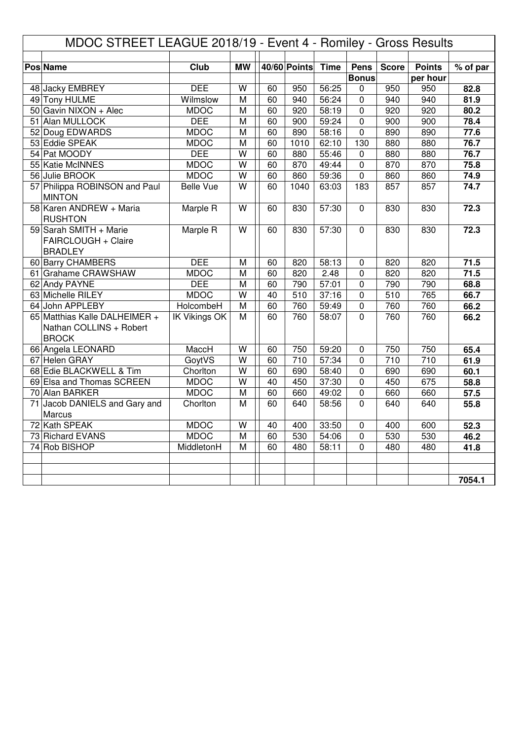# MDOC STREET LEAGUE 2018/19 - Event 4 - Romiley - Gross Results

| Pos | Name | Club | MW | 40/60 | Points | Time | Pens Bonus | Score | Points per hour | % of par |
|---|---|---|---|---|---|---|---|---|---|---|
| 48 | Jacky EMBREY | DEE | W | 60 | 950 | 56:25 | 0 | 950 | 950 | **82.8** |
| 49 | Tony HULME | Wilmslow | M | 60 | 940 | 56:24 | 0 | 940 | 940 | **81.9** |
| 50 | Gavin NIXON + Alec | MDOC | M | 60 | 920 | 58:19 | 0 | 920 | 920 | **80.2** |
| 51 | Alan MULLOCK | DEE | M | 60 | 900 | 59:24 | 0 | 900 | 900 | **78.4** |
| 52 | Doug EDWARDS | MDOC | M | 60 | 890 | 58:16 | 0 | 890 | 890 | **77.6** |
| 53 | Eddie SPEAK | MDOC | M | 60 | 1010 | 62:10 | 130 | 880 | 880 | **76.7** |
| 54 | Pat MOODY | DEE | W | 60 | 880 | 55:46 | 0 | 880 | 880 | **76.7** |
| 55 | Katie McINNES | MDOC | W | 60 | 870 | 49:44 | 0 | 870 | 870 | **75.8** |
| 56 | Julie BROOK | MDOC | W | 60 | 860 | 59:36 | 0 | 860 | 860 | **74.9** |
| 57 | Philippa ROBINSON and Paul MINTON | Belle Vue | W | 60 | 1040 | 63:03 | 183 | 857 | 857 | **74.7** |
| 58 | Karen ANDREW + Maria RUSHTON | Marple R | W | 60 | 830 | 57:30 | 0 | 830 | 830 | **72.3** |
| 59 | Sarah SMITH + Marie FAIRCLOUGH + Claire BRADLEY | Marple R | W | 60 | 830 | 57:30 | 0 | 830 | 830 | **72.3** |
| 60 | Barry CHAMBERS | DEE | M | 60 | 820 | 58:13 | 0 | 820 | 820 | **71.5** |
| 61 | Grahame CRAWSHAW | MDOC | M | 60 | 820 | 2.48 | 0 | 820 | 820 | **71.5** |
| 62 | Andy PAYNE | DEE | M | 60 | 790 | 57:01 | 0 | 790 | 790 | **68.8** |
| 63 | Michelle RILEY | MDOC | W | 40 | 510 | 37:16 | 0 | 510 | 765 | **66.7** |
| 64 | John APPLEBY | HolcombeH | M | 60 | 760 | 59:49 | 0 | 760 | 760 | **66.2** |
| 65 | Matthias Kalle DALHEIMER + Nathan COLLINS + Robert BROCK | IK Vikings OK | M | 60 | 760 | 58:07 | 0 | 760 | 760 | **66.2** |
| 66 | Angela LEONARD | MaccH | W | 60 | 750 | 59:20 | 0 | 750 | 750 | **65.4** |
| 67 | Helen GRAY | GoytVS | W | 60 | 710 | 57:34 | 0 | 710 | 710 | **61.9** |
| 68 | Edie BLACKWELL & Tim | Chorlton | W | 60 | 690 | 58:40 | 0 | 690 | 690 | **60.1** |
| 69 | Elsa and Thomas SCREEN | MDOC | W | 40 | 450 | 37:30 | 0 | 450 | 675 | **58.8** |
| 70 | Alan BARKER | MDOC | M | 60 | 660 | 49:02 | 0 | 660 | 660 | **57.5** |
| 71 | Jacob DANIELS and Gary and Marcus | Chorlton | M | 60 | 640 | 58:56 | 0 | 640 | 640 | **55.8** |
| 72 | Kath SPEAK | MDOC | W | 40 | 400 | 33:50 | 0 | 400 | 600 | **52.3** |
| 73 | Richard EVANS | MDOC | M | 60 | 530 | 54:06 | 0 | 530 | 530 | **46.2** |
| 74 | Rob BISHOP | MiddletonH | M | 60 | 480 | 58:11 | 0 | 480 | 480 | **41.8** |
| | | | | | | | | | | |
| | | | | | | | | | | |
| | | | | | | | | | | **7054.1** |